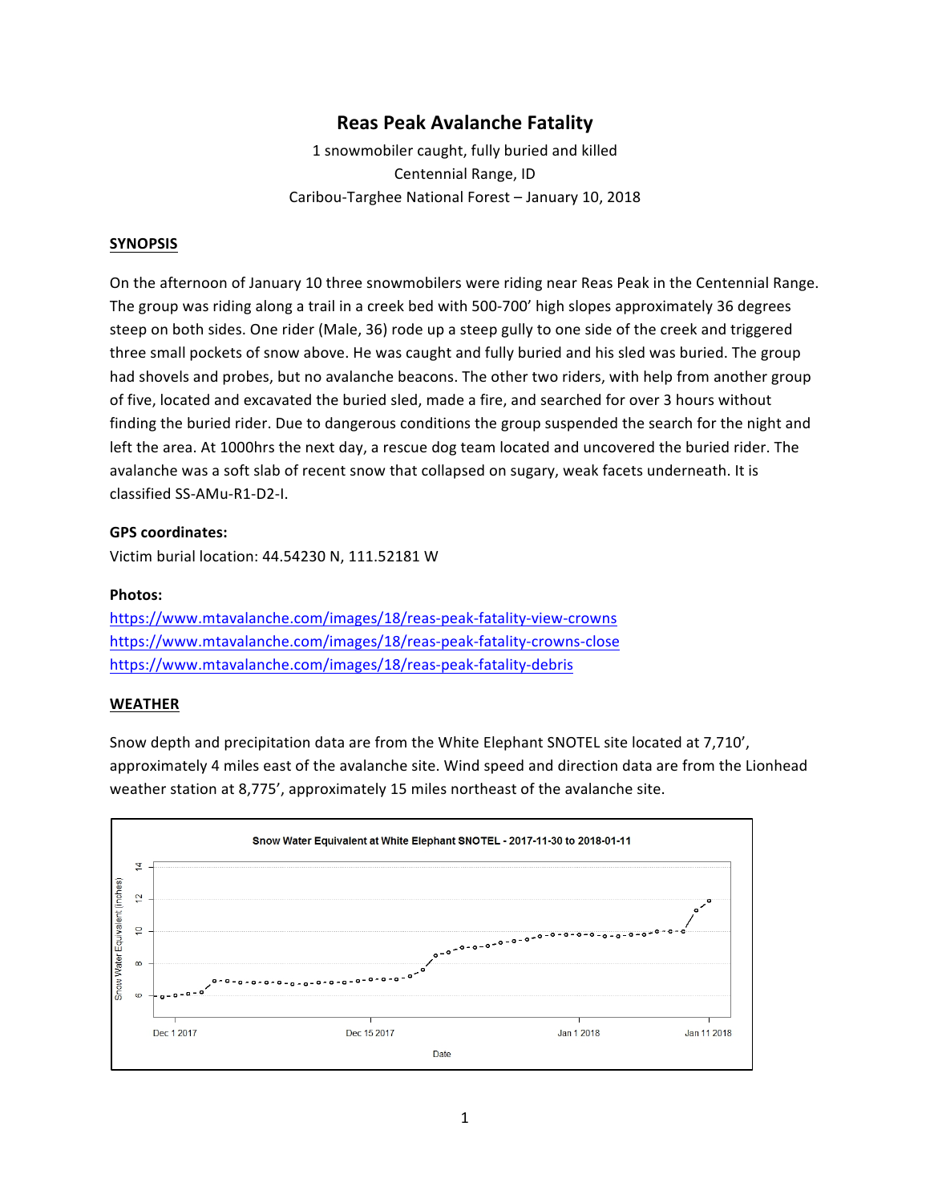# Reas Peak Avalanche Fatality

1 snowmobiler caught, fully buried and killed
Centennial Range, ID
Caribou-Targhee National Forest – January 10, 2018

## SYNOPSIS

On the afternoon of January 10 three snowmobilers were riding near Reas Peak in the Centennial Range. The group was riding along a trail in a creek bed with 500-700' high slopes approximately 36 degrees steep on both sides. One rider (Male, 36) rode up a steep gully to one side of the creek and triggered three small pockets of snow above. He was caught and fully buried and his sled was buried. The group had shovels and probes, but no avalanche beacons. The other two riders, with help from another group of five, located and excavated the buried sled, made a fire, and searched for over 3 hours without finding the buried rider. Due to dangerous conditions the group suspended the search for the night and left the area. At 1000hrs the next day, a rescue dog team located and uncovered the buried rider. The avalanche was a soft slab of recent snow that collapsed on sugary, weak facets underneath. It is classified SS-AMu-R1-D2-I.

### GPS coordinates:

Victim burial location: 44.54230 N, 111.52181 W

### Photos:

https://www.mtavalanche.com/images/18/reas-peak-fatality-view-crowns
https://www.mtavalanche.com/images/18/reas-peak-fatality-crowns-close
https://www.mtavalanche.com/images/18/reas-peak-fatality-debris

## WEATHER

Snow depth and precipitation data are from the White Elephant SNOTEL site located at 7,710', approximately 4 miles east of the avalanche site. Wind speed and direction data are from the Lionhead weather station at 8,775', approximately 15 miles northeast of the avalanche site.

Snow Water Equivalent at White Elephant SNOTEL - 2017-11-30 to 2018-01-11

Snow Water Equivalent (inches)

6
8
10
12
14

Dec 1 2017
Dec 15 2017
Jan 1 2018
Jan 11 2018

Date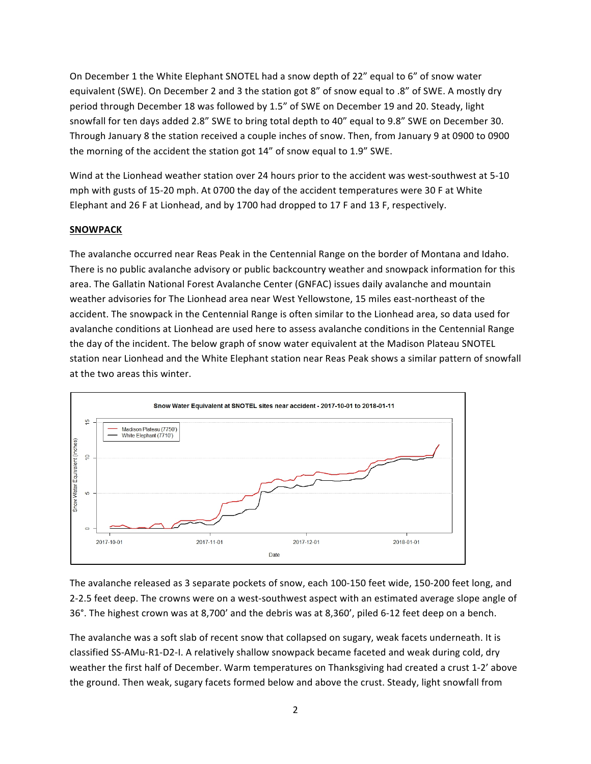On December 1 the White Elephant SNOTEL had a snow depth of 22" equal to 6" of snow water equivalent (SWE). On December 2 and 3 the station got 8" of snow equal to .8" of SWE. A mostly dry period through December 18 was followed by 1.5" of SWE on December 19 and 20. Steady, light snowfall for ten days added 2.8" SWE to bring total depth to 40" equal to 9.8" SWE on December 30. Through January 8 the station received a couple inches of snow. Then, from January 9 at 0900 to 0900 the morning of the accident the station got 14" of snow equal to 1.9" SWE.

Wind at the Lionhead weather station over 24 hours prior to the accident was west-southwest at 5-10 mph with gusts of 15-20 mph. At 0700 the day of the accident temperatures were 30 F at White Elephant and 26 F at Lionhead, and by 1700 had dropped to 17 F and 13 F, respectively.

## SNOWPACK

The avalanche occurred near Reas Peak in the Centennial Range on the border of Montana and Idaho. There is no public avalanche advisory or public backcountry weather and snowpack information for this area. The Gallatin National Forest Avalanche Center (GNFAC) issues daily avalanche and mountain weather advisories for The Lionhead area near West Yellowstone, 15 miles east-northeast of the accident. The snowpack in the Centennial Range is often similar to the Lionhead area, so data used for avalanche conditions at Lionhead are used here to assess avalanche conditions in the Centennial Range the day of the incident. The below graph of snow water equivalent at the Madison Plateau SNOTEL station near Lionhead and the White Elephant station near Reas Peak shows a similar pattern of snowfall at the two areas this winter.

Snow Water Equivalent at SNOTEL sites near accident - 2017-10-01 to 2018-01-11

Madison Plateau (7750')
White Elephant (7710')

Snow Water Equivalent (inches)

0
5
10
15

2017-10-01
2017-11-01
2017-12-01
2018-01-01

Date

The avalanche released as 3 separate pockets of snow, each 100-150 feet wide, 150-200 feet long, and 2-2.5 feet deep. The crowns were on a west-southwest aspect with an estimated average slope angle of 36°. The highest crown was at 8,700' and the debris was at 8,360', piled 6-12 feet deep on a bench.

The avalanche was a soft slab of recent snow that collapsed on sugary, weak facets underneath. It is classified SS-AMu-R1-D2-I. A relatively shallow snowpack became faceted and weak during cold, dry weather the first half of December. Warm temperatures on Thanksgiving had created a crust 1-2' above the ground. Then weak, sugary facets formed below and above the crust. Steady, light snowfall from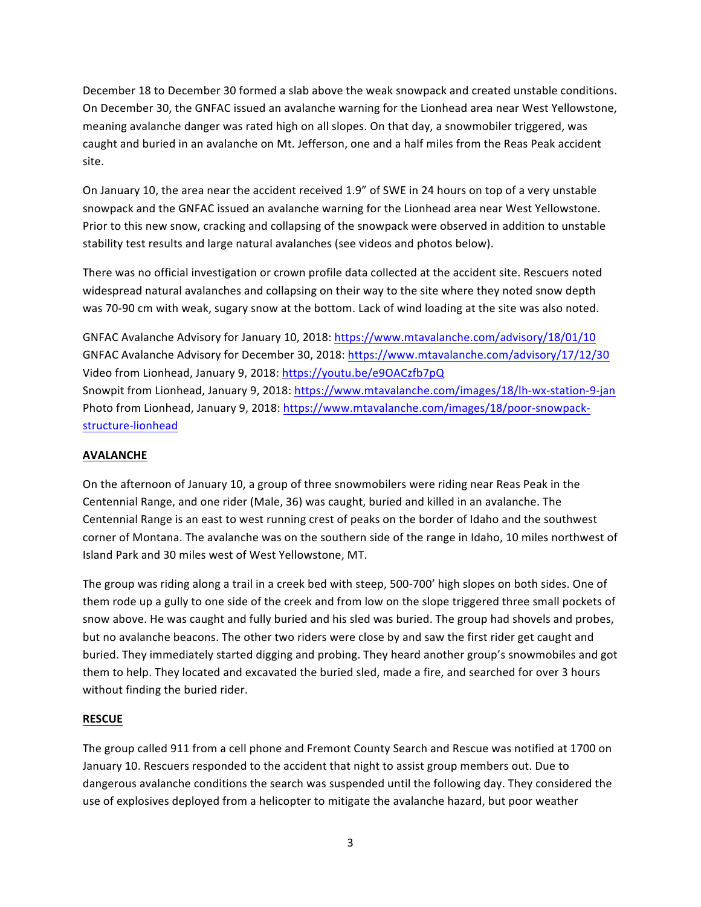December 18 to December 30 formed a slab above the weak snowpack and created unstable conditions. On December 30, the GNFAC issued an avalanche warning for the Lionhead area near West Yellowstone, meaning avalanche danger was rated high on all slopes. On that day, a snowmobiler triggered, was caught and buried in an avalanche on Mt. Jefferson, one and a half miles from the Reas Peak accident site.

On January 10, the area near the accident received 1.9" of SWE in 24 hours on top of a very unstable snowpack and the GNFAC issued an avalanche warning for the Lionhead area near West Yellowstone. Prior to this new snow, cracking and collapsing of the snowpack were observed in addition to unstable stability test results and large natural avalanches (see videos and photos below).

There was no official investigation or crown profile data collected at the accident site. Rescuers noted widespread natural avalanches and collapsing on their way to the site where they noted snow depth was 70-90 cm with weak, sugary snow at the bottom. Lack of wind loading at the site was also noted.

GNFAC Avalanche Advisory for January 10, 2018: https://www.mtavalanche.com/advisory/18/01/10
GNFAC Avalanche Advisory for December 30, 2018: https://www.mtavalanche.com/advisory/17/12/30
Video from Lionhead, January 9, 2018: https://youtu.be/e9OACzfb7pQ
Snowpit from Lionhead, January 9, 2018: https://www.mtavalanche.com/images/18/lh-wx-station-9-jan
Photo from Lionhead, January 9, 2018: https://www.mtavalanche.com/images/18/poor-snowpack-structure-lionhead

## AVALANCHE

On the afternoon of January 10, a group of three snowmobilers were riding near Reas Peak in the Centennial Range, and one rider (Male, 36) was caught, buried and killed in an avalanche. The Centennial Range is an east to west running crest of peaks on the border of Idaho and the southwest corner of Montana. The avalanche was on the southern side of the range in Idaho, 10 miles northwest of Island Park and 30 miles west of West Yellowstone, MT.

The group was riding along a trail in a creek bed with steep, 500-700' high slopes on both sides. One of them rode up a gully to one side of the creek and from low on the slope triggered three small pockets of snow above. He was caught and fully buried and his sled was buried. The group had shovels and probes, but no avalanche beacons. The other two riders were close by and saw the first rider get caught and buried. They immediately started digging and probing. They heard another group's snowmobiles and got them to help. They located and excavated the buried sled, made a fire, and searched for over 3 hours without finding the buried rider.

## RESCUE

The group called 911 from a cell phone and Fremont County Search and Rescue was notified at 1700 on January 10. Rescuers responded to the accident that night to assist group members out. Due to dangerous avalanche conditions the search was suspended until the following day. They considered the use of explosives deployed from a helicopter to mitigate the avalanche hazard, but poor weather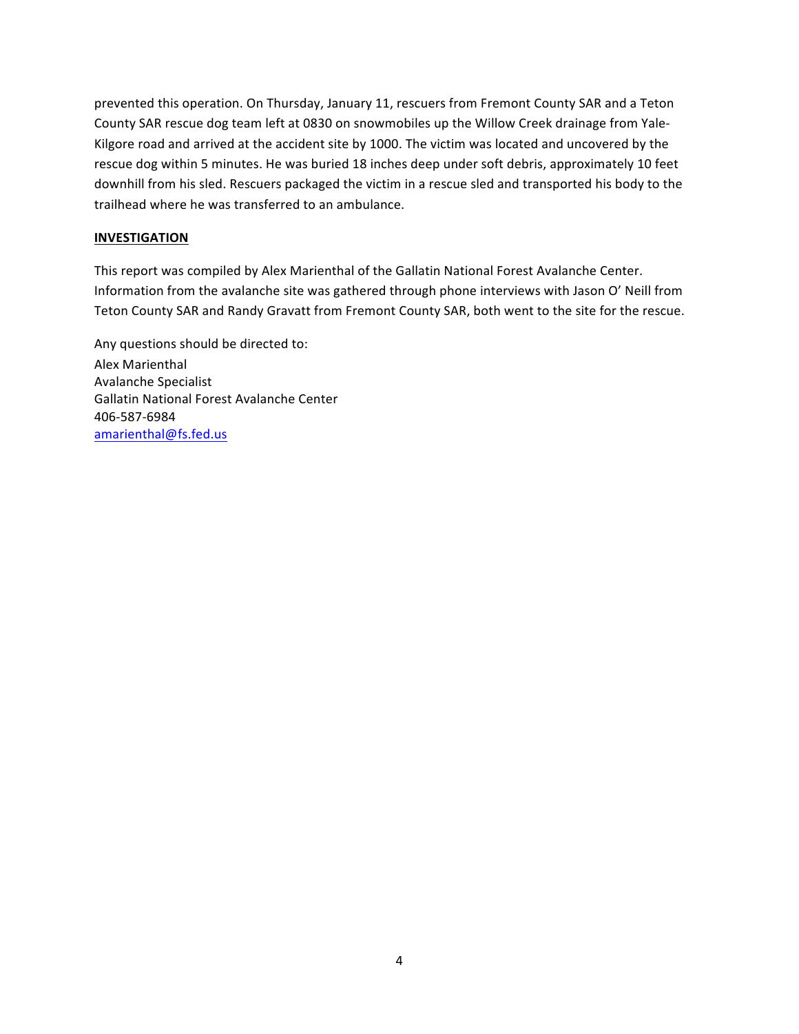prevented this operation. On Thursday, January 11, rescuers from Fremont County SAR and a Teton County SAR rescue dog team left at 0830 on snowmobiles up the Willow Creek drainage from Yale-Kilgore road and arrived at the accident site by 1000. The victim was located and uncovered by the rescue dog within 5 minutes. He was buried 18 inches deep under soft debris, approximately 10 feet downhill from his sled. Rescuers packaged the victim in a rescue sled and transported his body to the trailhead where he was transferred to an ambulance.

## INVESTIGATION

This report was compiled by Alex Marienthal of the Gallatin National Forest Avalanche Center. Information from the avalanche site was gathered through phone interviews with Jason O' Neill from Teton County SAR and Randy Gravatt from Fremont County SAR, both went to the site for the rescue.

Any questions should be directed to:

Alex Marienthal  
Avalanche Specialist  
Gallatin National Forest Avalanche Center  
406-587-6984  
amarienthal@fs.fed.us